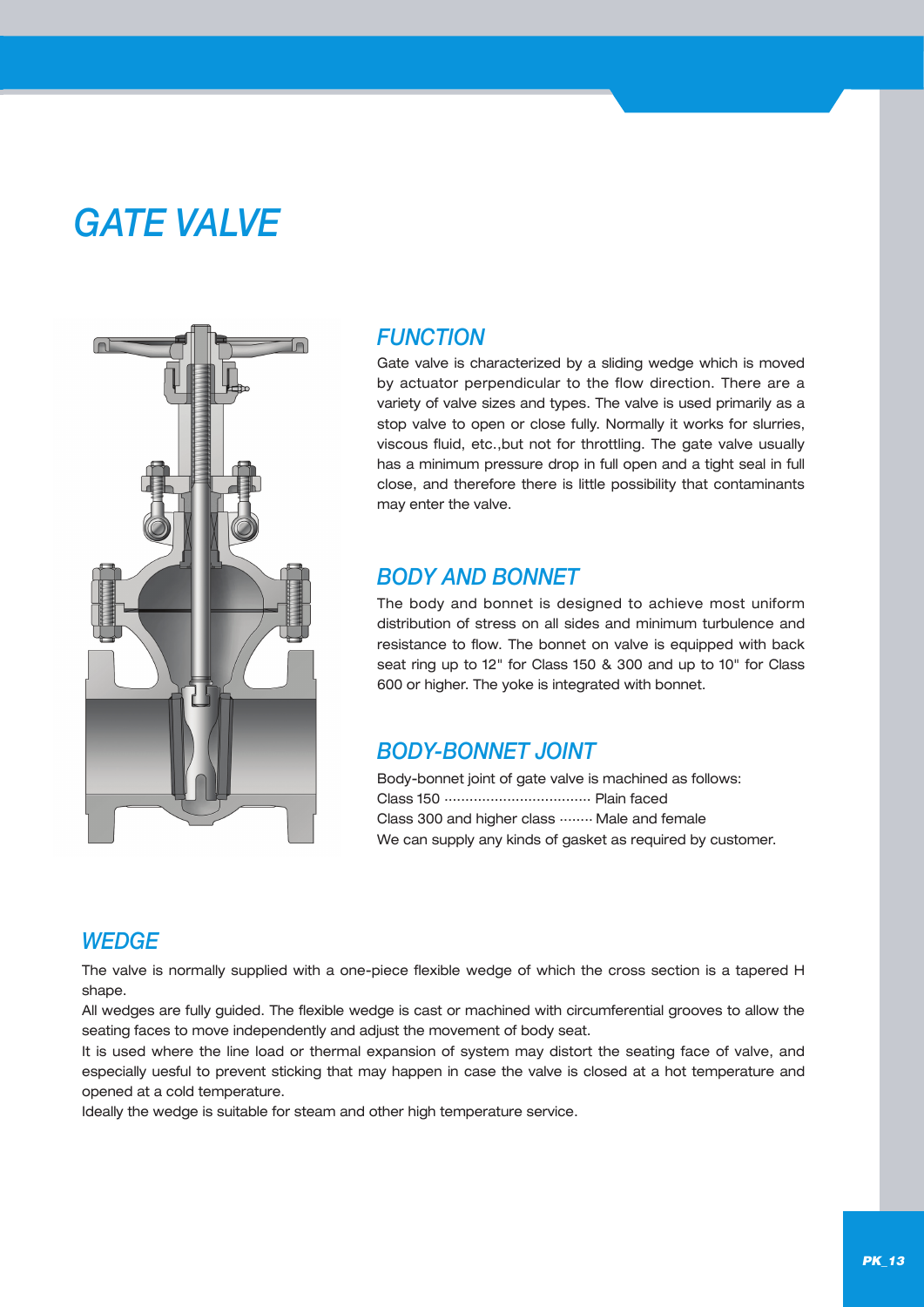# GATE VALVE

## FUNCTION

Gate valve is characterized by a sliding wedge which is moved by actuator perpendicular to the flow direction. There are a variety of valve sizes and types. The valve is used primarily as a stop valve to open or close fully. Normally it works for slurries, viscous fluid, etc.,but not for throttling. The gate valve usually has a minimum pressure drop in full open and a tight seal in full close, and therefore there is little possibility that contaminants may enter the valve.

## BODY AND BONNET

The body and bonnet is designed to achieve most uniform distribution of stress on all sides and minimum turbulence and resistance to flow. The bonnet on valve is equipped with back seat ring up to 12" for Class 150 & 300 and up to 10" for Class 600 or higher. The yoke is integrated with bonnet.

## BODY-BONNET JOINT

Body-bonnet joint of gate valve is machined as follows:

Class 150 ································· Plain faced

Class 300 and higher class ········ Male and female

We can supply any kinds of gasket as required by customer.

## WEDGE

The valve is normally supplied with a one-piece flexible wedge of which the cross section is a tapered H shape.

All wedges are fully guided. The flexible wedge is cast or machined with circumferential grooves to allow the seating faces to move independently and adjust the movement of body seat.

It is used where the line load or thermal expansion of system may distort the seating face of valve, and especially uesful to prevent sticking that may happen in case the valve is closed at a hot temperature and opened at a cold temperature.

Ideally the wedge is suitable for steam and other high temperature service.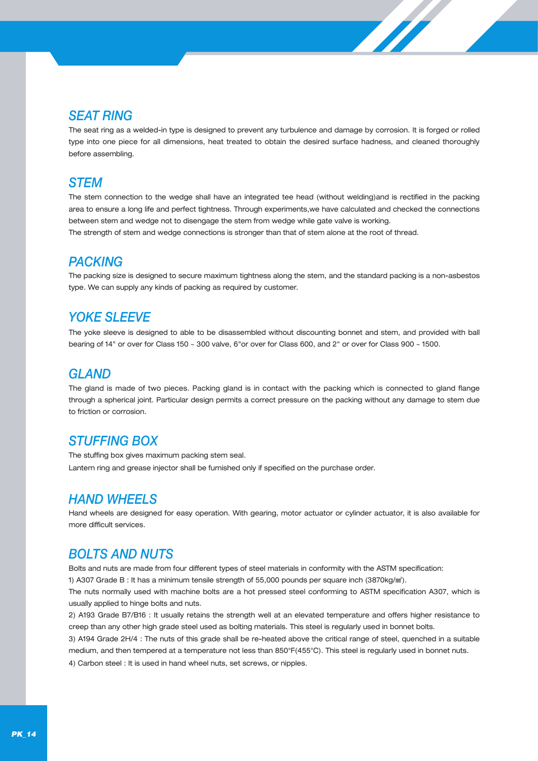## SEAT RING

The seat ring as a welded-in type is designed to prevent any turbulence and damage by corrosion. It is forged or rolled type into one piece for all dimensions, heat treated to obtain the desired surface hadness, and cleaned thoroughly before assembling.

## STEM

The stem connection to the wedge shall have an integrated tee head (without welding)and is rectified in the packing area to ensure a long life and perfect tightness. Through experiments,we have calculated and checked the connections between stem and wedge not to disengage the stem from wedge while gate valve is working.

The strength of stem and wedge connections is stronger than that of stem alone at the root of thread.

## PACKING

The packing size is designed to secure maximum tightness along the stem, and the standard packing is a non-asbestos type. We can supply any kinds of packing as required by customer.

## YOKE SLEEVE

The yoke sleeve is designed to able to be disassembled without discounting bonnet and stem, and provided with ball bearing of 14" or over for Class 150 ~ 300 valve, 6"or over for Class 600, and 2" or over for Class 900 ~ 1500.

## GLAND

The gland is made of two pieces. Packing gland is in contact with the packing which is connected to gland flange through a spherical joint. Particular design permits a correct pressure on the packing without any damage to stem due to friction or corrosion.

## STUFFING BOX

The stuffing box gives maximum packing stem seal.

Lantern ring and grease injector shall be furnished only if specified on the purchase order.

## HAND WHEELS

Hand wheels are designed for easy operation. With gearing, motor actuator or cylinder actuator, it is also available for more difficult services.

## BOLTS AND NUTS

Bolts and nuts are made from four different types of steel materials in conformity with the ASTM specification:

1) A307 Grade B : It has a minimum tensile strength of 55,000 pounds per square inch (3870kg/㎠).

The nuts normally used with machine bolts are a hot pressed steel conforming to ASTM specification A307, which is usually applied to hinge bolts and nuts.

2) A193 Grade B7/B16 : It usually retains the strength well at an elevated temperature and offers higher resistance to creep than any other high grade steel used as bolting materials. This steel is regularly used in bonnet bolts.

3) A194 Grade 2H/4 : The nuts of this grade shall be re-heated above the critical range of steel, quenched in a suitable medium, and then tempered at a temperature not less than 850°F(455°C). This steel is regularly used in bonnet nuts.

4) Carbon steel : It is used in hand wheel nuts, set screws, or nipples.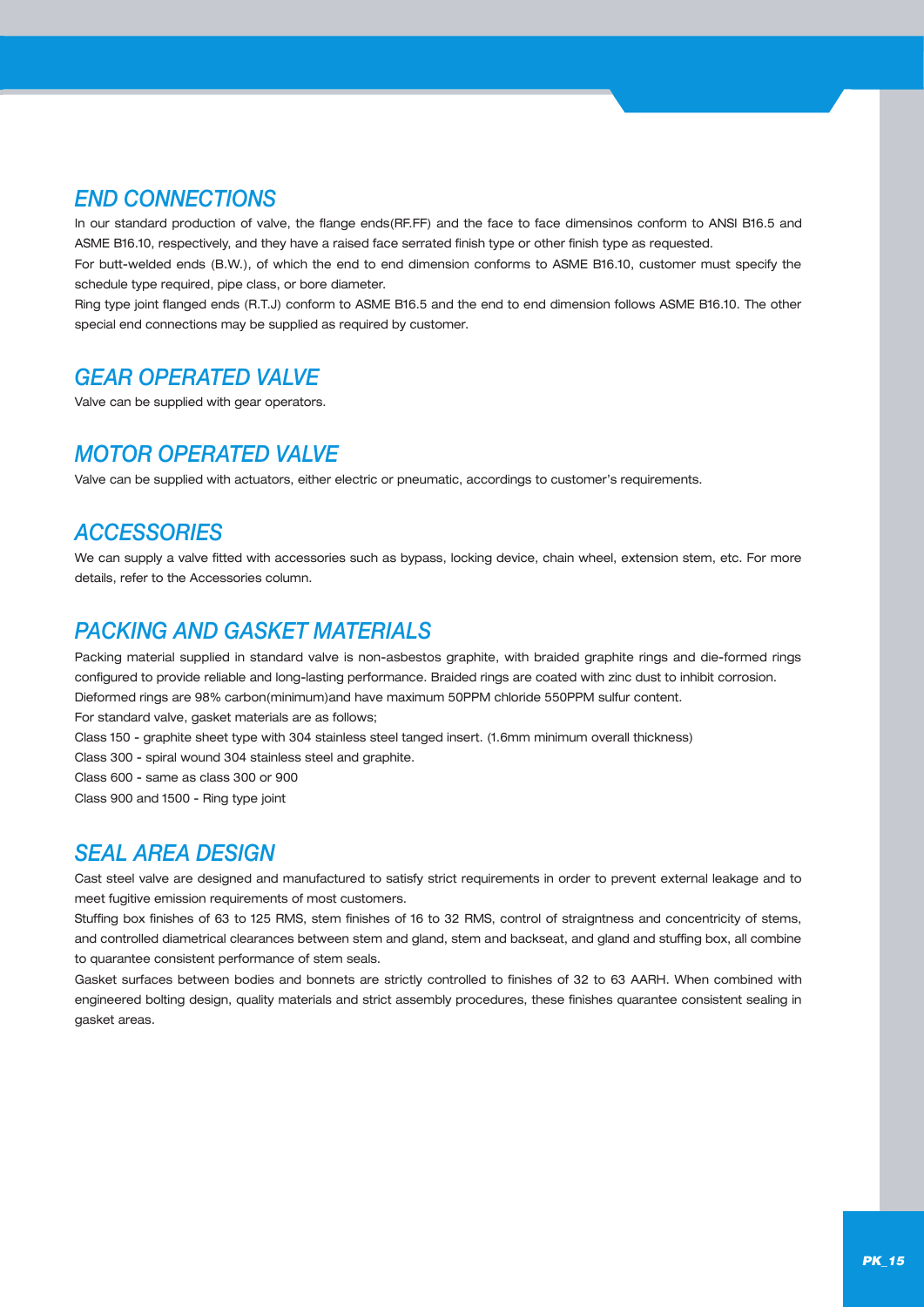## END CONNECTIONS

In our standard production of valve, the flange ends(RF.FF) and the face to face dimensinos conform to ANSI B16.5 and ASME B16.10, respectively, and they have a raised face serrated finish type or other finish type as requested.

For butt-welded ends (B.W.), of which the end to end dimension conforms to ASME B16.10, customer must specify the schedule type required, pipe class, or bore diameter.

Ring type joint flanged ends (R.T.J) conform to ASME B16.5 and the end to end dimension follows ASME B16.10. The other special end connections may be supplied as required by customer.

## GEAR OPERATED VALVE

Valve can be supplied with gear operators.

## MOTOR OPERATED VALVE

Valve can be supplied with actuators, either electric or pneumatic, accordings to customer's requirements.

## ACCESSORIES

We can supply a valve fitted with accessories such as bypass, locking device, chain wheel, extension stem, etc. For more details, refer to the Accessories column.

## PACKING AND GASKET MATERIALS

Packing material supplied in standard valve is non-asbestos graphite, with braided graphite rings and die-formed rings configured to provide reliable and long-lasting performance. Braided rings are coated with zinc dust to inhibit corrosion.

Dieformed rings are 98% carbon(minimum)and have maximum 50PPM chloride 550PPM sulfur content.

For standard valve, gasket materials are as follows;

Class 150 - graphite sheet type with 304 stainless steel tanged insert. (1.6mm minimum overall thickness)

Class 300 - spiral wound 304 stainless steel and graphite.

Class 600 - same as class 300 or 900

Class 900 and 1500 - Ring type joint

## SEAL AREA DESIGN

Cast steel valve are designed and manufactured to satisfy strict requirements in order to prevent external leakage and to meet fugitive emission requirements of most customers.

Stuffing box finishes of 63 to 125 RMS, stem finishes of 16 to 32 RMS, control of straigntness and concentricity of stems, and controlled diametrical clearances between stem and gland, stem and backseat, and gland and stuffing box, all combine to quarantee consistent performance of stem seals.

Gasket surfaces between bodies and bonnets are strictly controlled to finishes of 32 to 63 AARH. When combined with engineered bolting design, quality materials and strict assembly procedures, these finishes quarantee consistent sealing in gasket areas.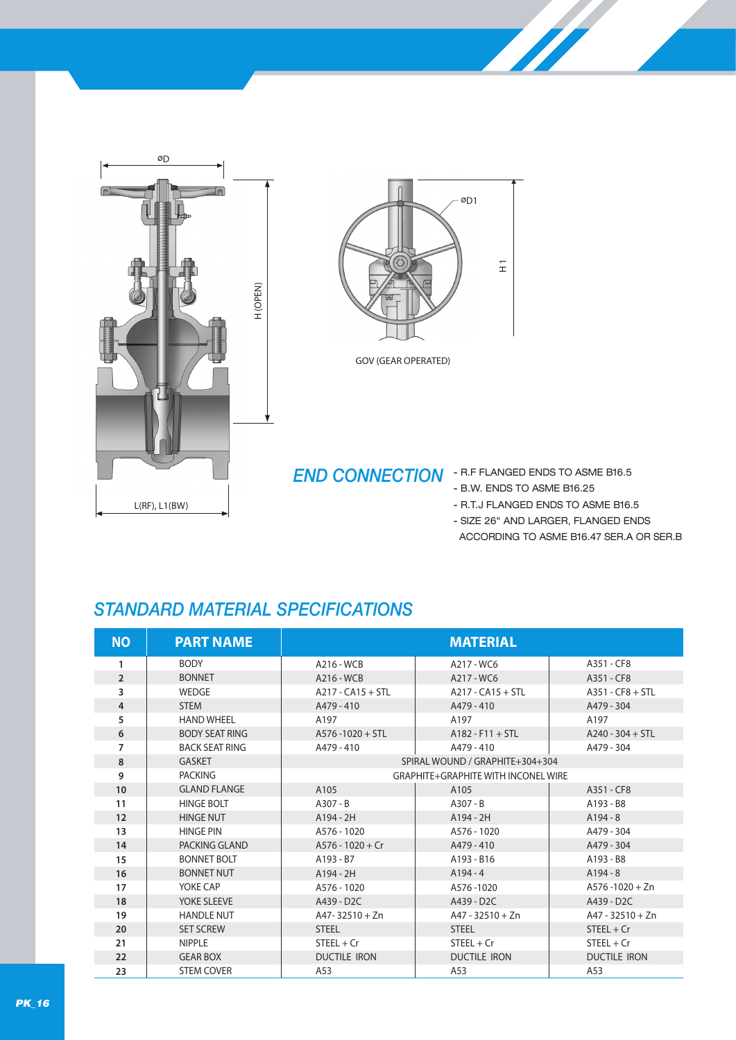ØD

H (OPEN)

L(RF), L1(BW)

ØD1

H 1

GOV (GEAR OPERATED)

## *END CONNECTION*

- R.F FLANGED ENDS TO ASME B16.5
- B.W. ENDS TO ASME B16.25
- R.T.J FLANGED ENDS TO ASME B16.5
- SIZE 26" AND LARGER, FLANGED ENDS ACCORDING TO ASME B16.47 SER.A OR SER.B

## *STANDARD MATERIAL SPECIFICATIONS*

| NO | PART NAME | MATERIAL | | |
|---|---|---|---|---|
| 1 | BODY | A216 - WCB | A217 - WC6 | A351 - CF8 |
| 2 | BONNET | A216 - WCB | A217 - WC6 | A351 - CF8 |
| 3 | WEDGE | A217 - CA15 + STL | A217 - CA15 + STL | A351 - CF8 + STL |
| 4 | STEM | A479 - 410 | A479 - 410 | A479 - 304 |
| 5 | HAND WHEEL | A197 | A197 | A197 |
| 6 | BODY SEAT RING | A576 -1020 + STL | A182 - F11 + STL | A240 - 304 + STL |
| 7 | BACK SEAT RING | A479 - 410 | A479 - 410 | A479 - 304 |
| 8 | GASKET | SPIRAL WOUND / GRAPHITE+304+304 | | |
| 9 | PACKING | GRAPHITE+GRAPHITE WITH INCONEL WIRE | | |
| 10 | GLAND FLANGE | A105 | A105 | A351 - CF8 |
| 11 | HINGE BOLT | A307 - B | A307 - B | A193 - B8 |
| 12 | HINGE NUT | A194 - 2H | A194 - 2H | A194 - 8 |
| 13 | HINGE PIN | A576 - 1020 | A576 - 1020 | A479 - 304 |
| 14 | PACKING GLAND | A576 - 1020 + Cr | A479 - 410 | A479 - 304 |
| 15 | BONNET BOLT | A193 - B7 | A193 - B16 | A193 - B8 |
| 16 | BONNET NUT | A194 - 2H | A194 - 4 | A194 - 8 |
| 17 | YOKE CAP | A576 - 1020 | A576 -1020 | A576 -1020 + Zn |
| 18 | YOKE SLEEVE | A439 - D2C | A439 - D2C | A439 - D2C |
| 19 | HANDLE NUT | A47- 32510 + Zn | A47 - 32510 + Zn | A47 - 32510 + Zn |
| 20 | SET SCREW | STEEL | STEEL | STEEL + Cr |
| 21 | NIPPLE | STEEL + Cr | STEEL + Cr | STEEL + Cr |
| 22 | GEAR BOX | DUCTILE IRON | DUCTILE IRON | DUCTILE IRON |
| 23 | STEM COVER | A53 | A53 | A53 |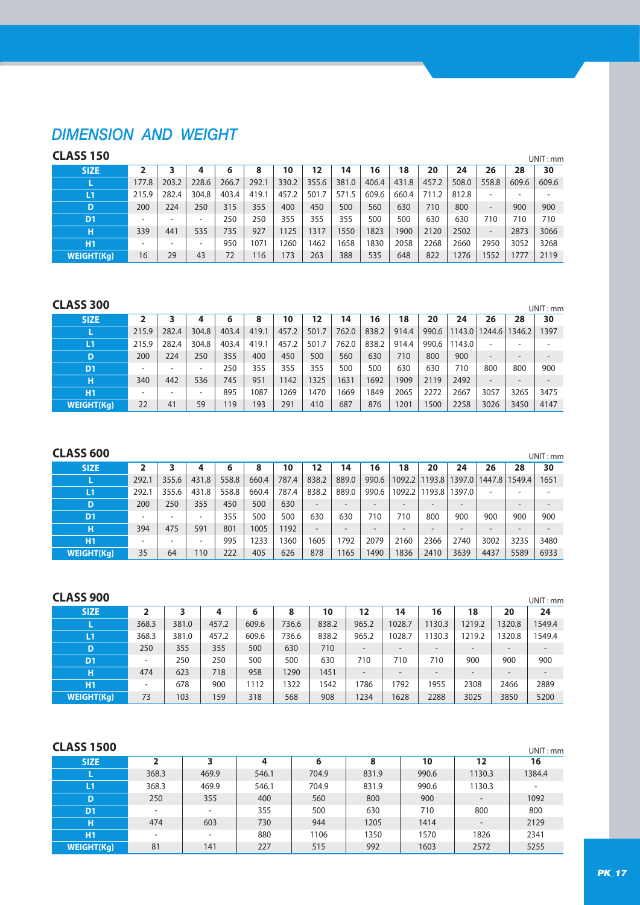## DIMENSION AND WEIGHT

### CLASS 150

UNIT : mm

| SIZE | 2 | 3 | 4 | 6 | 8 | 10 | 12 | 14 | 16 | 18 | 20 | 24 | 26 | 28 | 30 |
|---|---|---|---|---|---|---|---|---|---|---|---|---|---|---|---|
| L | 177.8 | 203.2 | 228.6 | 266.7 | 292.1 | 330.2 | 355.6 | 381.0 | 406.4 | 431.8 | 457.2 | 508.0 | 558.8 | 609.6 | 609.6 |
| L1 | 215.9 | 282.4 | 304.8 | 403.4 | 419.1 | 457.2 | 501.7 | 571.5 | 609.6 | 660.4 | 711.2 | 812.8 | - | - | - |
| D | 200 | 224 | 250 | 315 | 355 | 400 | 450 | 500 | 560 | 630 | 710 | 800 | - | 900 | 900 |
| D1 | - | - | - | 250 | 250 | 355 | 355 | 355 | 500 | 500 | 630 | 630 | 710 | 710 | 710 |
| H | 339 | 441 | 535 | 735 | 927 | 1125 | 1317 | 1550 | 1823 | 1900 | 2120 | 2502 | - | 2873 | 3066 |
| H1 | - | - | - | 950 | 1071 | 1260 | 1462 | 1658 | 1830 | 2058 | 2268 | 2660 | 2950 | 3052 | 3268 |
| WEIGHT(Kg) | 16 | 29 | 43 | 72 | 116 | 173 | 263 | 388 | 535 | 648 | 822 | 1276 | 1552 | 1777 | 2119 |

### CLASS 300

UNIT : mm

| SIZE | 2 | 3 | 4 | 6 | 8 | 10 | 12 | 14 | 16 | 18 | 20 | 24 | 26 | 28 | 30 |
|---|---|---|---|---|---|---|---|---|---|---|---|---|---|---|---|
| L | 215.9 | 282.4 | 304.8 | 403.4 | 419.1 | 457.2 | 501.7 | 762.0 | 838.2 | 914.4 | 990.6 | 1143.0 | 1244.6 | 1346.2 | 1397 |
| L1 | 215.9 | 282.4 | 304.8 | 403.4 | 419.1 | 457.2 | 501.7 | 762.0 | 838.2 | 914.4 | 990.6 | 1143.0 | - | - | - |
| D | 200 | 224 | 250 | 355 | 400 | 450 | 500 | 560 | 630 | 710 | 800 | 900 | - | - | - |
| D1 | - | - | - | 250 | 355 | 355 | 355 | 500 | 500 | 630 | 630 | 710 | 800 | 800 | 900 |
| H | 340 | 442 | 536 | 745 | 951 | 1142 | 1325 | 1631 | 1692 | 1909 | 2119 | 2492 | - | - | - |
| H1 | - | - | - | 895 | 1087 | 1269 | 1470 | 1669 | 1849 | 2065 | 2272 | 2667 | 3057 | 3265 | 3475 |
| WEIGHT(Kg) | 22 | 41 | 59 | 119 | 193 | 291 | 410 | 687 | 876 | 1201 | 1500 | 2258 | 3026 | 3450 | 4147 |

### CLASS 600

UNIT : mm

| SIZE | 2 | 3 | 4 | 6 | 8 | 10 | 12 | 14 | 16 | 18 | 20 | 24 | 26 | 28 | 30 |
|---|---|---|---|---|---|---|---|---|---|---|---|---|---|---|---|
| L | 292.1 | 355.6 | 431.8 | 558.8 | 660.4 | 787.4 | 838.2 | 889.0 | 990.6 | 1092.2 | 1193.8 | 1397.0 | 1447.8 | 1549.4 | 1651 |
| L1 | 292.1 | 355.6 | 431.8 | 558.8 | 660.4 | 787.4 | 838.2 | 889.0 | 990.6 | 1092.2 | 1193.8 | 1397.0 | - | - | - |
| D | 200 | 250 | 355 | 450 | 500 | 630 | - | - | - | - | - | - | | - | - |
| D1 | - | - | - | 355 | 500 | 500 | 630 | 630 | 710 | 710 | 800 | 900 | 900 | 900 | 900 |
| H | 394 | 475 | 591 | 801 | 1005 | 1192 | - | - | - | - | - | - | - | - | - |
| H1 | - | - | - | 995 | 1233 | 1360 | 1605 | 1792 | 2079 | 2160 | 2366 | 2740 | 3002 | 3235 | 3480 |
| WEIGHT(Kg) | 35 | 64 | 110 | 222 | 405 | 626 | 878 | 1165 | 1490 | 1836 | 2410 | 3639 | 4437 | 5589 | 6933 |

### CLASS 900

UNIT : mm

| SIZE | 2 | 3 | 4 | 6 | 8 | 10 | 12 | 14 | 16 | 18 | 20 | 24 |
|---|---|---|---|---|---|---|---|---|---|---|---|---|
| L | 368.3 | 381.0 | 457.2 | 609.6 | 736.6 | 838.2 | 965.2 | 1028.7 | 1130.3 | 1219.2 | 1320.8 | 1549.4 |
| L1 | 368.3 | 381.0 | 457.2 | 609.6 | 736.6 | 838.2 | 965.2 | 1028.7 | 1130.3 | 1219.2 | 1320.8 | 1549.4 |
| D | 250 | 355 | 355 | 500 | 630 | 710 | - | - | - | - | - | - |
| D1 | - | 250 | 250 | 500 | 500 | 630 | 710 | 710 | 710 | 900 | 900 | 900 |
| H | 474 | 623 | 718 | 958 | 1290 | 1451 | - | - | - | - | - | - |
| H1 | - | 678 | 900 | 1112 | 1322 | 1542 | 1786 | 1792 | 1955 | 2308 | 2466 | 2889 |
| WEIGHT(Kg) | 73 | 103 | 159 | 318 | 568 | 908 | 1234 | 1628 | 2288 | 3025 | 3850 | 5200 |

### CLASS 1500

UNIT : mm

| SIZE | 2 | 3 | 4 | 6 | 8 | 10 | 12 | 16 |
|---|---|---|---|---|---|---|---|---|
| L | 368.3 | 469.9 | 546.1 | 704.9 | 831.9 | 990.6 | 1130.3 | 1384.4 |
| L1 | 368.3 | 469.9 | 546.1 | 704.9 | 831.9 | 990.6 | 1130.3 | - |
| D | 250 | 355 | 400 | 560 | 800 | 900 | - | 1092 |
| D1 | - | - | 355 | 500 | 630 | 710 | 800 | 800 |
| H | 474 | 603 | 730 | 944 | 1205 | 1414 | - | 2129 |
| H1 | - | - | 880 | 1106 | 1350 | 1570 | 1826 | 2341 |
| WEIGHT(Kg) | 81 | 141 | 227 | 515 | 992 | 1603 | 2572 | 5255 |